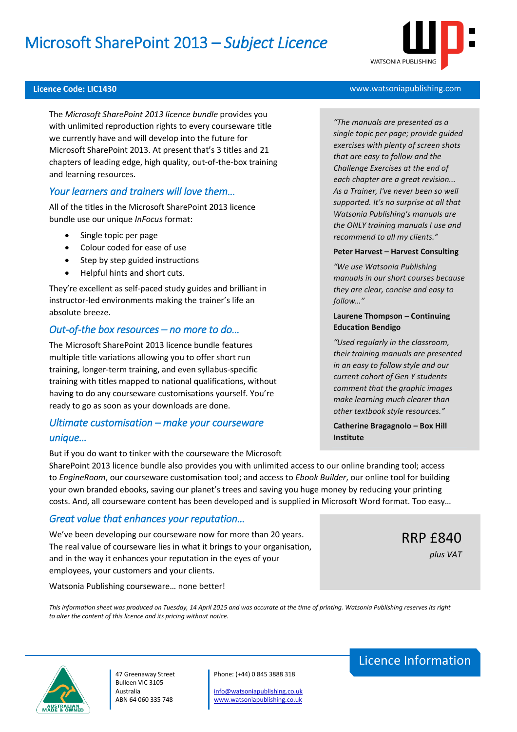# Microsoft SharePoint 2013 – *Subject Licence*

WATSONIA PUBLISHING

**Licence Code: LIC1430**

www.watsoniapublishing.com

The *Microsoft SharePoint 2013 licence bundle* provides you with unlimited reproduction rights to every courseware title we currently have and will develop into the future for Microsoft SharePoint 2013. At present that's 3 titles and 21 chapters of leading edge, high quality, out-of-the-box training and learning resources.

## *Your learners and trainers will love them…*

All of the titles in the Microsoft SharePoint 2013 licence bundle use our unique *InFocus* format:

- Single topic per page
- Colour coded for ease of use
- Step by step guided instructions
- Helpful hints and short cuts.

They're excellent as self-paced study guides and brilliant in instructor-led environments making the trainer's life an absolute breeze.

## *Out-of-the box resources – no more to do…*

The Microsoft SharePoint 2013 licence bundle features multiple title variations allowing you to offer short run training, longer-term training, and even syllabus-specific training with titles mapped to national qualifications, without having to do any courseware customisations yourself. You're ready to go as soon as your downloads are done.

## *Ultimate customisation – make your courseware unique…*

But if you do want to tinker with the courseware the Microsoft SharePoint 2013 licence bundle also provides you with unlimited access to our online branding tool; access to *EngineRoom*, our courseware customisation tool; and access to *Ebook Builder*, our online tool for building your own branded ebooks, saving our planet's trees and saving you huge money by reducing your printing costs. And, all courseware content has been developed and is supplied in Microsoft Word format. Too easy…

*"The manuals are presented as a single topic per page; provide guided exercises with plenty of screen shots that are easy to follow and the Challenge Exercises at the end of each chapter are a great revision... As a Trainer, I've never been so well supported. It's no surprise at all that Watsonia Publishing's manuals are the ONLY training manuals I use and recommend to all my clients."*

**Peter Harvest – Harvest Consulting**

*"We use Watsonia Publishing manuals in our short courses because they are clear, concise and easy to follow…"*

**Laurene Thompson – Continuing Education Bendigo**

*"Used regularly in the classroom, their training manuals are presented in an easy to follow style and our current cohort of Gen Y students comment that the graphic images make learning much clearer than other textbook style resources."*

**Catherine Bragagnolo – Box Hill Institute**

## *Great value that enhances your reputation…*

We've been developing our courseware now for more than 20 years. The real value of courseware lies in what it brings to your organisation, and in the way it enhances your reputation in the eyes of your employees, your customers and your clients.

Watsonia Publishing courseware… none better!

RRP £840

*plus VAT*

*This information sheet was produced on Tuesday, 14 April 2015 and was accurate at the time of printing. Watsonia Publishing reserves its right to alter the content of this licence and its pricing without notice.*

Licence Information

AUSTRALIAN MADE & OWNED

47 Greenaway Street
Bulleen VIC 3105
Australia
ABN 64 060 335 748

Phone: (+44) 0 845 3888 318

info@watsoniapublishing.co.uk
www.watsoniapublishing.co.uk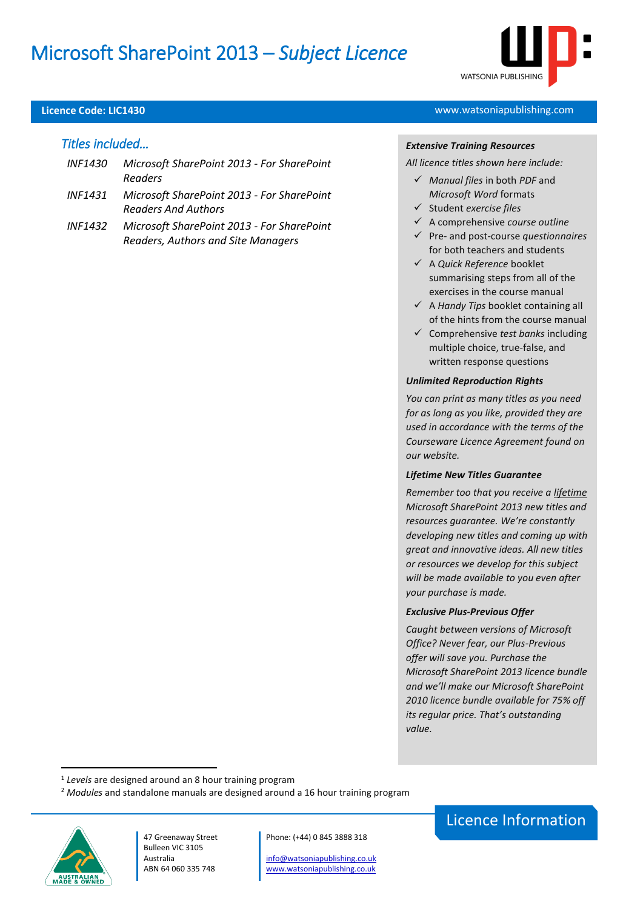# Microsoft SharePoint 2013 – *Subject Licence*

**Licence Code: LIC1430** www.watsoniapublishing.com

## *Titles included…*

| | |
|---|---|
| *INF1430* | *Microsoft SharePoint 2013 - For SharePoint Readers* |
| *INF1431* | *Microsoft SharePoint 2013 - For SharePoint Readers And Authors* |
| *INF1432* | *Microsoft SharePoint 2013 - For SharePoint Readers, Authors and Site Managers* |

***Extensive Training Resources***

*All licence titles shown here include:*

- ✓ *Manual files* in both *PDF* and *Microsoft Word* formats
- ✓ Student *exercise files*
- ✓ A comprehensive *course outline*
- ✓ Pre- and post-course *questionnaires* for both teachers and students
- ✓ A *Quick Reference* booklet summarising steps from all of the exercises in the course manual
- ✓ A *Handy Tips* booklet containing all of the hints from the course manual
- ✓ Comprehensive *test banks* including multiple choice, true-false, and written response questions

***Unlimited Reproduction Rights***

*You can print as many titles as you need for as long as you like, provided they are used in accordance with the terms of the Courseware Licence Agreement found on our website.*

***Lifetime New Titles Guarantee***

*Remember too that you receive a lifetime Microsoft SharePoint 2013 new titles and resources guarantee. We're constantly developing new titles and coming up with great and innovative ideas. All new titles or resources we develop for this subject will be made available to you even after your purchase is made.*

***Exclusive Plus-Previous Offer***

*Caught between versions of Microsoft Office? Never fear, our Plus-Previous offer will save you. Purchase the Microsoft SharePoint 2013 licence bundle and we'll make our Microsoft SharePoint 2010 licence bundle available for 75% off its regular price. That's outstanding value.*

[1] *Levels* are designed around an 8 hour training program

[2] *Modules* and standalone manuals are designed around a 16 hour training program

Licence Information

47 Greenaway Street
Bulleen VIC 3105
Australia
ABN 64 060 335 748

Phone: (+44) 0 845 3888 318

info@watsoniapublishing.co.uk
www.watsoniapublishing.co.uk